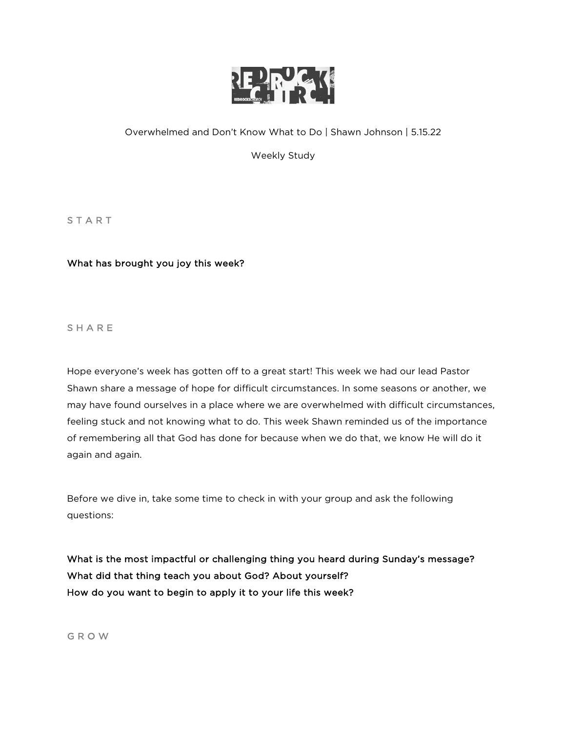Overwhelmed and Don't Know What to Do | Shawn Johnson | 5.15.22

Weekly Study

## S T A R T

**What has brought you joy this week?**

## S H A R E

Hope everyone's week has gotten off to a great start! This week we had our lead Pastor Shawn share a message of hope for difficult circumstances. In some seasons or another, we may have found ourselves in a place where we are overwhelmed with difficult circumstances, feeling stuck and not knowing what to do. This week Shawn reminded us of the importance of remembering all that God has done for because when we do that, we know He will do it again and again.

Before we dive in, take some time to check in with your group and ask the following questions:

**What is the most impactful or challenging thing you heard during Sunday's message?**
**What did that thing teach you about God? About yourself?**
**How do you want to begin to apply it to your life this week?**

## G R O W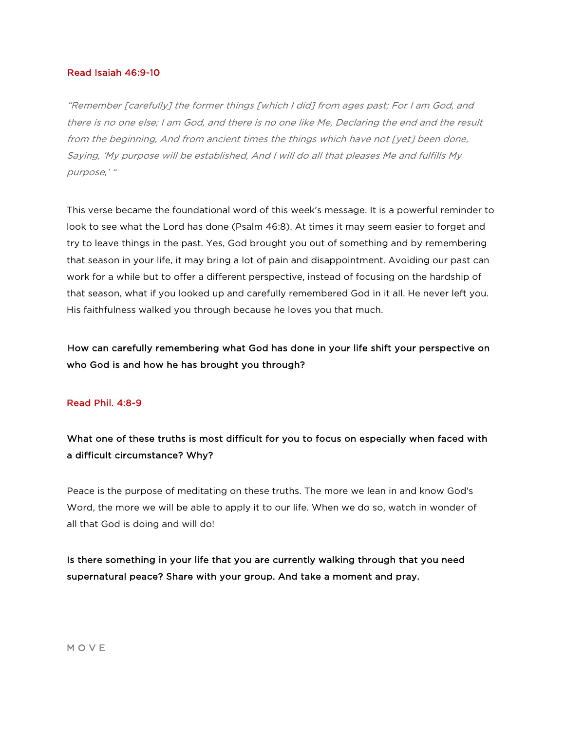### Read Isaiah 46:9-10

*"Remember [carefully] the former things [which I did] from ages past; For I am God, and there is no one else; I am God, and there is no one like Me, Declaring the end and the result from the beginning, And from ancient times the things which have not [yet] been done, Saying, 'My purpose will be established, And I will do all that pleases Me and fulfills My purpose,' "*

This verse became the foundational word of this week's message. It is a powerful reminder to look to see what the Lord has done (Psalm 46:8). At times it may seem easier to forget and try to leave things in the past. Yes, God brought you out of something and by remembering that season in your life, it may bring a lot of pain and disappointment. Avoiding our past can work for a while but to offer a different perspective, instead of focusing on the hardship of that season, what if you looked up and carefully remembered God in it all. He never left you. His faithfulness walked you through because he loves you that much.

**How can carefully remembering what God has done in your life shift your perspective on who God is and how he has brought you through?**

### Read Phil. 4:8-9

**What one of these truths is most difficult for you to focus on especially when faced with a difficult circumstance? Why?**

Peace is the purpose of meditating on these truths. The more we lean in and know God's Word, the more we will be able to apply it to our life. When we do so, watch in wonder of all that God is doing and will do!

**Is there something in your life that you are currently walking through that you need supernatural peace? Share with your group. And take a moment and pray.**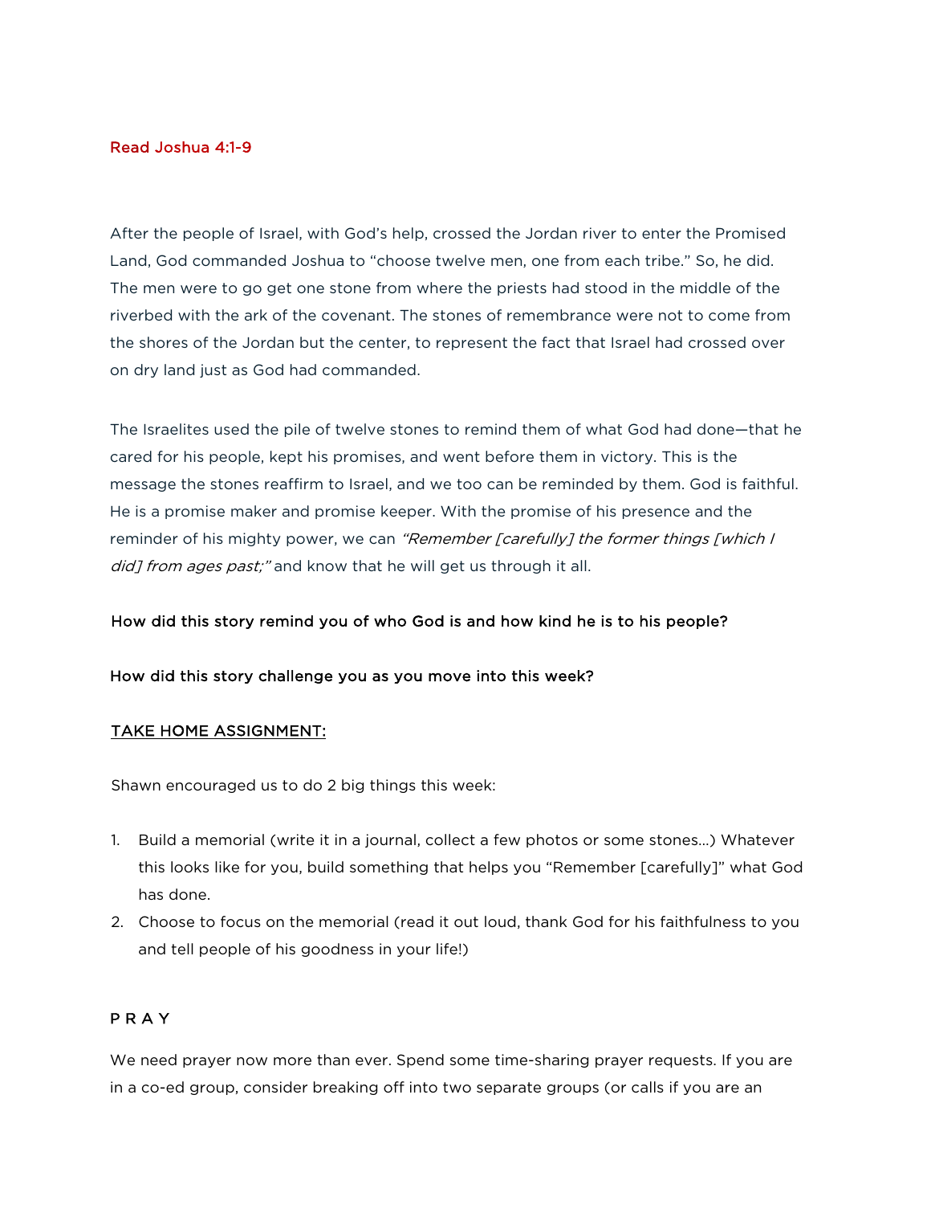Read Joshua 4:1-9

After the people of Israel, with God's help, crossed the Jordan river to enter the Promised Land, God commanded Joshua to "choose twelve men, one from each tribe." So, he did. The men were to go get one stone from where the priests had stood in the middle of the riverbed with the ark of the covenant. The stones of remembrance were not to come from the shores of the Jordan but the center, to represent the fact that Israel had crossed over on dry land just as God had commanded.

The Israelites used the pile of twelve stones to remind them of what God had done—that he cared for his people, kept his promises, and went before them in victory. This is the message the stones reaffirm to Israel, and we too can be reminded by them. God is faithful. He is a promise maker and promise keeper. With the promise of his presence and the reminder of his mighty power, we can *"Remember [carefully] the former things [which I did] from ages past;"* and know that he will get us through it all.

**How did this story remind you of who God is and how kind he is to his people?**

**How did this story challenge you as you move into this week?**

<u>TAKE HOME ASSIGNMENT:</u>

Shawn encouraged us to do 2 big things this week:

1. Build a memorial (write it in a journal, collect a few photos or some stones...) Whatever this looks like for you, build something that helps you "Remember [carefully]" what God has done.
2. Choose to focus on the memorial (read it out loud, thank God for his faithfulness to you and tell people of his goodness in your life!)

## P R A Y

We need prayer now more than ever. Spend some time-sharing prayer requests. If you are in a co-ed group, consider breaking off into two separate groups (or calls if you are an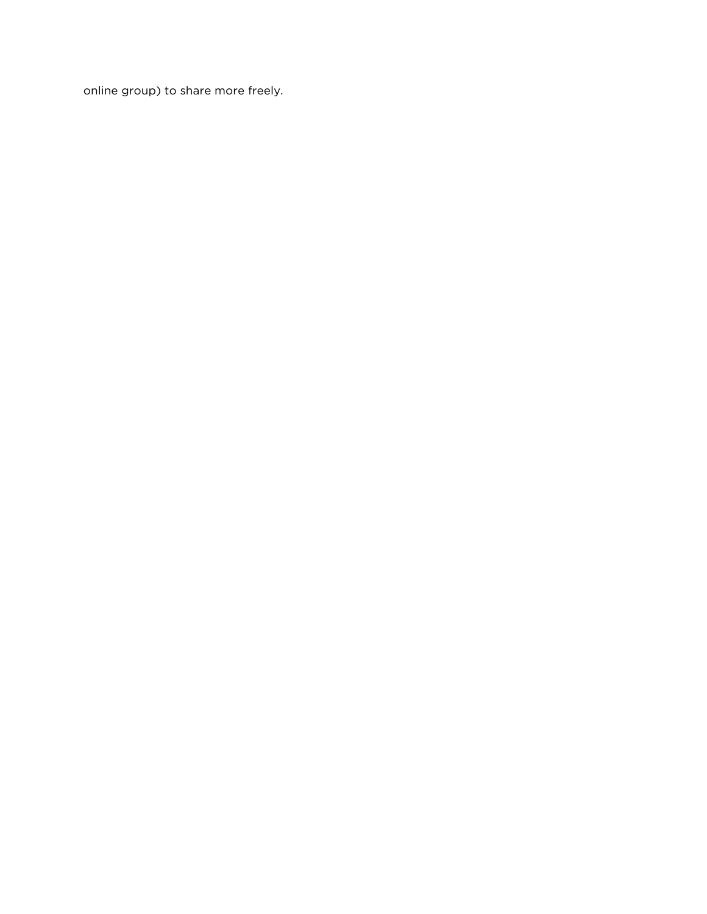online group) to share more freely.